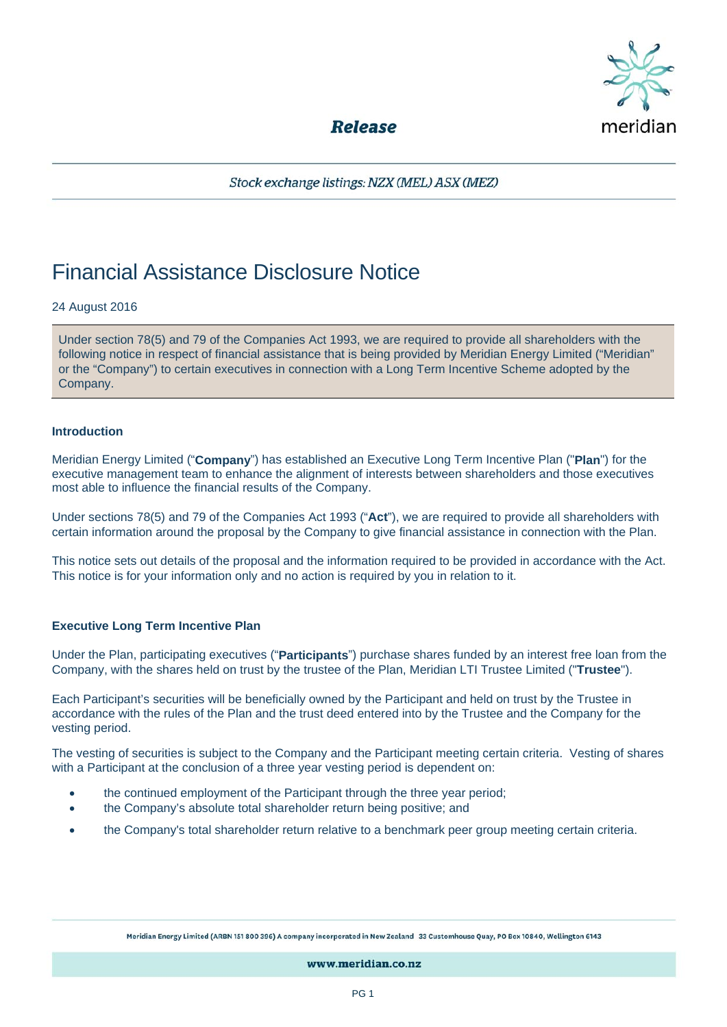**Release**

*Stock exchange listings: NZX (MEL) ASX (MEZ)*

# Financial Assistance Disclosure Notice

24 August 2016

Under section 78(5) and 79 of the Companies Act 1993, we are required to provide all shareholders with the following notice in respect of financial assistance that is being provided by Meridian Energy Limited ("Meridian" or the "Company") to certain executives in connection with a Long Term Incentive Scheme adopted by the Company.

### Introduction

Meridian Energy Limited ("**Company**") has established an Executive Long Term Incentive Plan ("**Plan**") for the executive management team to enhance the alignment of interests between shareholders and those executives most able to influence the financial results of the Company.

Under sections 78(5) and 79 of the Companies Act 1993 ("**Act**"), we are required to provide all shareholders with certain information around the proposal by the Company to give financial assistance in connection with the Plan.

This notice sets out details of the proposal and the information required to be provided in accordance with the Act. This notice is for your information only and no action is required by you in relation to it.

### Executive Long Term Incentive Plan

Under the Plan, participating executives ("**Participants**") purchase shares funded by an interest free loan from the Company, with the shares held on trust by the trustee of the Plan, Meridian LTI Trustee Limited ("**Trustee**").

Each Participant's securities will be beneficially owned by the Participant and held on trust by the Trustee in accordance with the rules of the Plan and the trust deed entered into by the Trustee and the Company for the vesting period.

The vesting of securities is subject to the Company and the Participant meeting certain criteria. Vesting of shares with a Participant at the conclusion of a three year vesting period is dependent on:

- the continued employment of the Participant through the three year period;
- the Company's absolute total shareholder return being positive; and
- the Company's total shareholder return relative to a benchmark peer group meeting certain criteria.

Meridian Energy Limited (ARBN 151 800 396) A company incorporated in New Zealand 33 Customhouse Quay, PO Box 10840, Wellington 6143

www.meridian.co.nz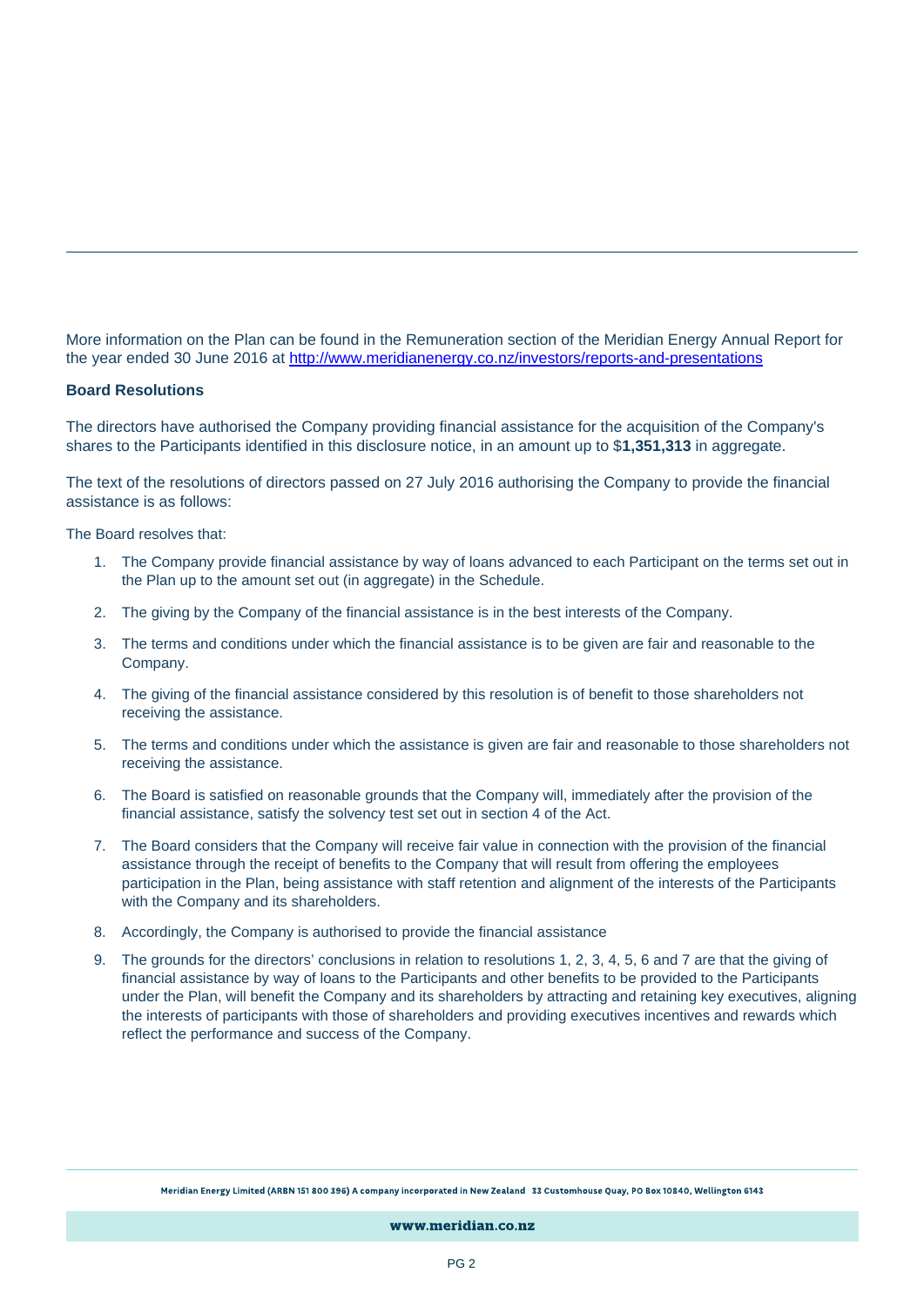More information on the Plan can be found in the Remuneration section of the Meridian Energy Annual Report for the year ended 30 June 2016 at http://www.meridianenergy.co.nz/investors/reports-and-presentations

**Board Resolutions**

The directors have authorised the Company providing financial assistance for the acquisition of the Company's shares to the Participants identified in this disclosure notice, in an amount up to $**1,351,313** in aggregate.

The text of the resolutions of directors passed on 27 July 2016 authorising the Company to provide the financial assistance is as follows:

The Board resolves that:

1. The Company provide financial assistance by way of loans advanced to each Participant on the terms set out in the Plan up to the amount set out (in aggregate) in the Schedule.
2. The giving by the Company of the financial assistance is in the best interests of the Company.
3. The terms and conditions under which the financial assistance is to be given are fair and reasonable to the Company.
4. The giving of the financial assistance considered by this resolution is of benefit to those shareholders not receiving the assistance.
5. The terms and conditions under which the assistance is given are fair and reasonable to those shareholders not receiving the assistance.
6. The Board is satisfied on reasonable grounds that the Company will, immediately after the provision of the financial assistance, satisfy the solvency test set out in section 4 of the Act.
7. The Board considers that the Company will receive fair value in connection with the provision of the financial assistance through the receipt of benefits to the Company that will result from offering the employees participation in the Plan, being assistance with staff retention and alignment of the interests of the Participants with the Company and its shareholders.
8. Accordingly, the Company is authorised to provide the financial assistance
9. The grounds for the directors' conclusions in relation to resolutions 1, 2, 3, 4, 5, 6 and 7 are that the giving of financial assistance by way of loans to the Participants and other benefits to be provided to the Participants under the Plan, will benefit the Company and its shareholders by attracting and retaining key executives, aligning the interests of participants with those of shareholders and providing executives incentives and rewards which reflect the performance and success of the Company.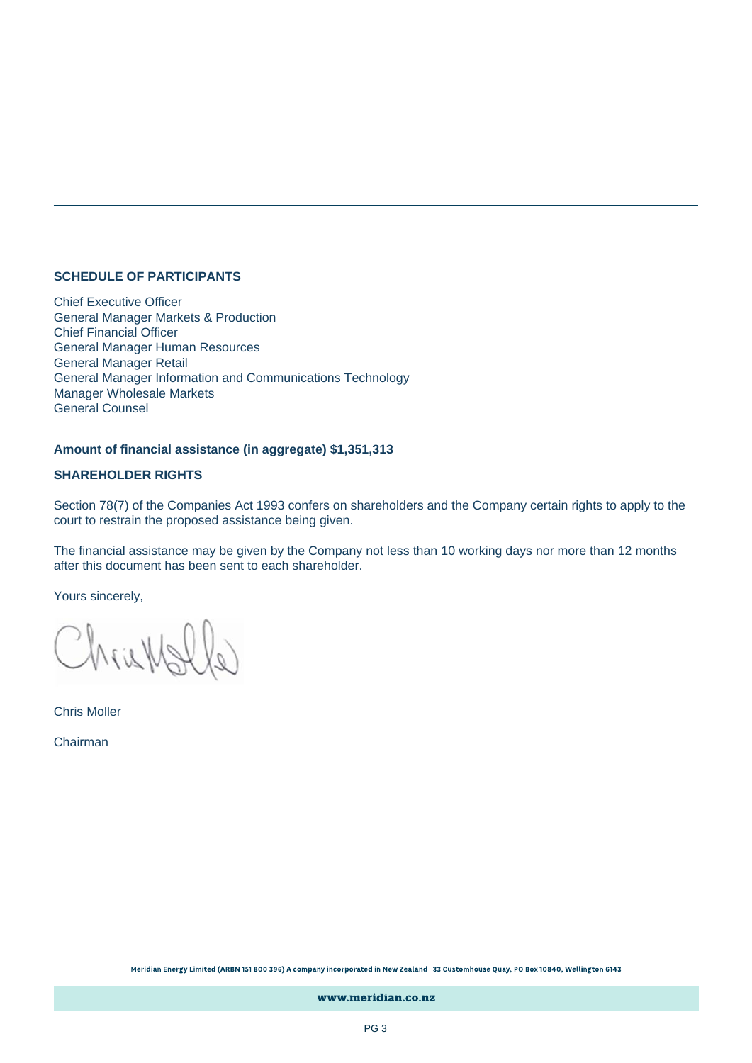## SCHEDULE OF PARTICIPANTS

Chief Executive Officer
General Manager Markets & Production
Chief Financial Officer
General Manager Human Resources
General Manager Retail
General Manager Information and Communications Technology
Manager Wholesale Markets
General Counsel

**Amount of financial assistance (in aggregate) $1,351,313**

## SHAREHOLDER RIGHTS

Section 78(7) of the Companies Act 1993 confers on shareholders and the Company certain rights to apply to the court to restrain the proposed assistance being given.

The financial assistance may be given by the Company not less than 10 working days nor more than 12 months after this document has been sent to each shareholder.

Yours sincerely,

Chris Moller

Chairman

Meridian Energy Limited (ARBN 151 800 396) A company incorporated in New Zealand 33 Customhouse Quay, PO Box 10840, Wellington 6143

www.meridian.co.nz